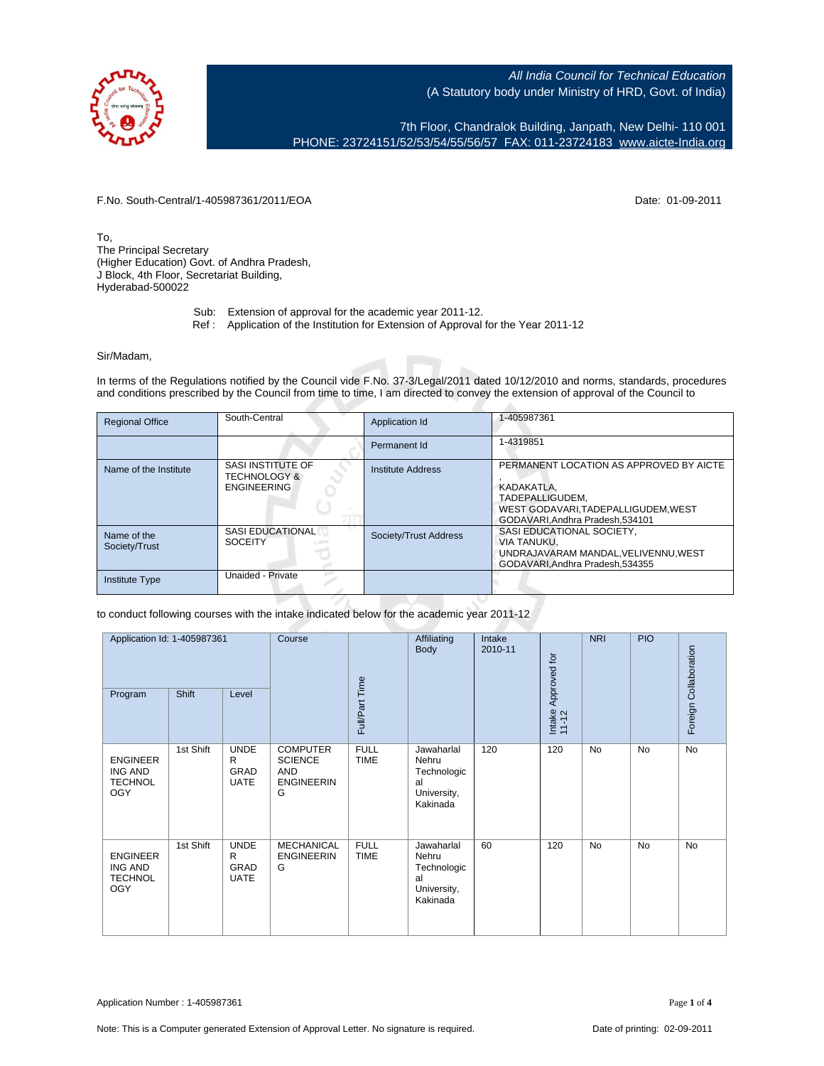All India Council for Technical Education
(A Statutory body under Ministry of HRD, Govt. of India)

7th Floor, Chandralok Building, Janpath, New Delhi- 110 001
PHONE: 23724151/52/53/54/55/56/57 FAX: 011-23724183 www.aicte-India.org

F.No. South-Central/1-405987361/2011/EOA

Date: 01-09-2011

To,
The Principal Secretary
(Higher Education) Govt. of Andhra Pradesh,
J Block, 4th Floor, Secretariat Building,
Hyderabad-500022

Sub: Extension of approval for the academic year 2011-12.
Ref : Application of the Institution for Extension of Approval for the Year 2011-12

Sir/Madam,

In terms of the Regulations notified by the Council vide F.No. 37-3/Legal/2011 dated 10/12/2010 and norms, standards, procedures and conditions prescribed by the Council from time to time, I am directed to convey the extension of approval of the Council to

| Regional Office | South-Central | Application Id | 1-405987361 |
|---|---|---|---|
| | | Permanent Id | 1-4319851 |
| Name of the Institute | SASI INSTITUTE OF TECHNOLOGY & ENGINEERING | Institute Address | PERMANENT LOCATION AS APPROVED BY AICTE , KADAKATLA, TADEPALLIGUDEM, WEST GODAVARI,TADEPALLIGUDEM,WEST GODAVARI,Andhra Pradesh,534101 |
| Name of the Society/Trust | SASI EDUCATIONAL SOCEITY | Society/Trust Address | SASI EDUCATIONAL SOCIETY, VIA TANUKU, UNDRAJAVARAM MANDAL,VELIVENNU,WEST GODAVARI,Andhra Pradesh,534355 |
| Institute Type | Unaided - Private | | |

to conduct following courses with the intake indicated below for the academic year 2011-12

| Application Id: 1-405987361 | | | Course | Full/Part Time | Affiliating Body | Intake 2010-11 | Intake Approved for 11-12 | NRI | PIO | Foreign Collaboration |
|---|---|---|---|---|---|---|---|---|---|---|
| Program | Shift | Level | | | | | | | | |
| ENGINEERING AND TECHNOLOGY | 1st Shift | UNDER GRADUATE | COMPUTER SCIENCE AND ENGINEERING | FULL TIME | Jawaharlal Nehru Technological University, Kakinada | 120 | 120 | No | No | No |
| ENGINEERING AND TECHNOLOGY | 1st Shift | UNDER GRADUATE | MECHANICAL ENGINEERING | FULL TIME | Jawaharlal Nehru Technological University, Kakinada | 60 | 120 | No | No | No |

Application Number : 1-405987361

Note: This is a Computer generated Extension of Approval Letter. No signature is required.

Date of printing: 02-09-2011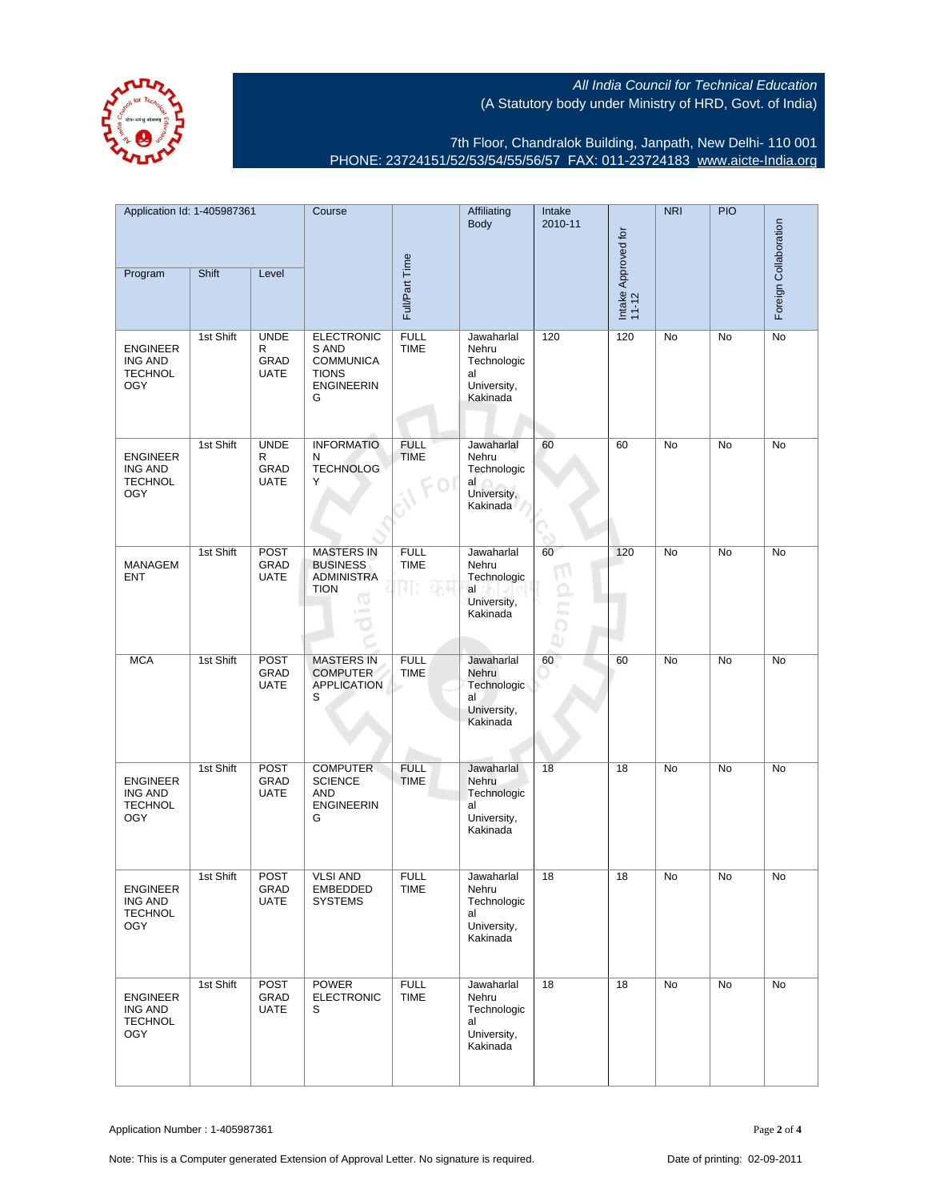All India Council for Technical Education
(A Statutory body under Ministry of HRD, Govt. of India)

7th Floor, Chandralok Building, Janpath, New Delhi- 110 001
PHONE: 23724151/52/53/54/55/56/57 FAX: 011-23724183 www.aicte-India.org

| Application Id: 1-405987361 | | | Course | Full/Part Time | Affiliating Body | Intake 2010-11 | Intake Approved for 11-12 | NRI | PIO | Foreign Collaboration |
|---|---|---|---|---|---|---|---|---|---|---|
| Program | Shift | Level | | | | | | | | |
| ENGINEERING AND TECHNOLOGY | 1st Shift | UNDER GRADUATE | ELECTRONICS AND COMMUNICATIONS ENGINEERING | FULL TIME | Jawaharlal Nehru Technological University, Kakinada | 120 | 120 | No | No | No |
| ENGINEERING AND TECHNOLOGY | 1st Shift | UNDER GRADUATE | INFORMATION TECHNOLOGY | FULL TIME | Jawaharlal Nehru Technological University, Kakinada | 60 | 60 | No | No | No |
| MANAGEMENT | 1st Shift | POST GRADUATE | MASTERS IN BUSINESS ADMINISTRATION | FULL TIME | Jawaharlal Nehru Technological University, Kakinada | 60 | 120 | No | No | No |
| MCA | 1st Shift | POST GRADUATE | MASTERS IN COMPUTER APPLICATIONS | FULL TIME | Jawaharlal Nehru Technological University, Kakinada | 60 | 60 | No | No | No |
| ENGINEERING AND TECHNOLOGY | 1st Shift | POST GRADUATE | COMPUTER SCIENCE AND ENGINEERING | FULL TIME | Jawaharlal Nehru Technological University, Kakinada | 18 | 18 | No | No | No |
| ENGINEERING AND TECHNOLOGY | 1st Shift | POST GRADUATE | VLSI AND EMBEDDED SYSTEMS | FULL TIME | Jawaharlal Nehru Technological University, Kakinada | 18 | 18 | No | No | No |
| ENGINEERING AND TECHNOLOGY | 1st Shift | POST GRADUATE | POWER ELECTRONICS | FULL TIME | Jawaharlal Nehru Technological University, Kakinada | 18 | 18 | No | No | No |

Application Number : 1-405987361

Note: This is a Computer generated Extension of Approval Letter. No signature is required.

Date of printing: 02-09-2011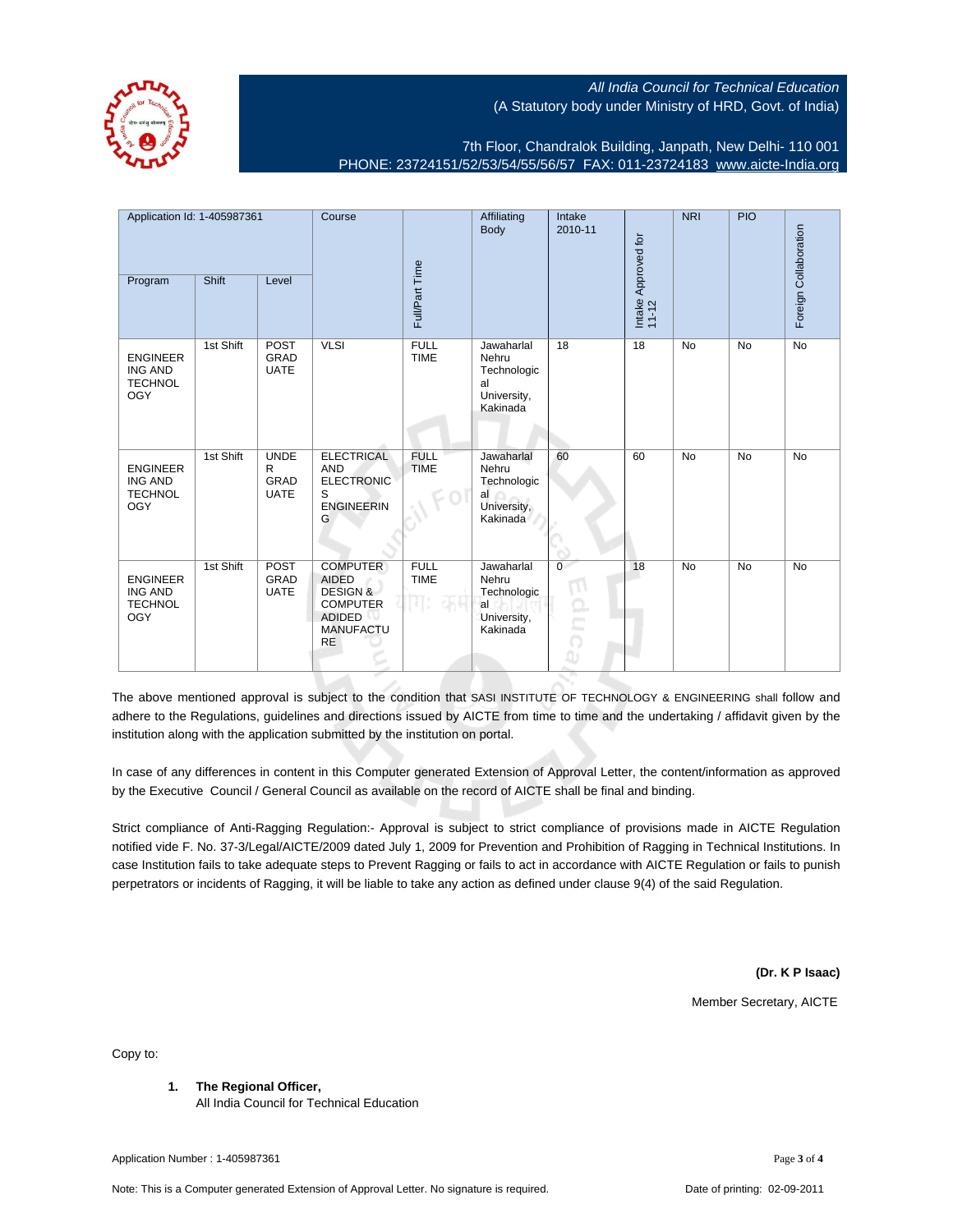All India Council for Technical Education
(A Statutory body under Ministry of HRD, Govt. of India)

7th Floor, Chandralok Building, Janpath, New Delhi- 110 001
PHONE: 23724151/52/53/54/55/56/57 FAX: 011-23724183 www.aicte-India.org

| Application Id: 1-405987361 | | | Course | Full/Part Time | Affiliating Body | Intake 2010-11 | Intake Approved for 11-12 | NRI | PIO | Foreign Collaboration |
|---|---|---|---|---|---|---|---|---|---|---|
| Program | Shift | Level | | | | | | | | |
| ENGINEERING AND TECHNOLOGY | 1st Shift | POST GRADUATE | VLSI | FULL TIME | Jawaharlal Nehru Technological University, Kakinada | 18 | 18 | No | No | No |
| ENGINEERING AND TECHNOLOGY | 1st Shift | UNDER GRADUATE | ELECTRICAL AND ELECTRONICS ENGINEERING | FULL TIME | Jawaharlal Nehru Technological University, Kakinada | 60 | 60 | No | No | No |
| ENGINEERING AND TECHNOLOGY | 1st Shift | POST GRADUATE | COMPUTER AIDED DESIGN & COMPUTER ADIDED MANUFACTURE | FULL TIME | Jawaharlal Nehru Technological University, Kakinada | 0 | 18 | No | No | No |

The above mentioned approval is subject to the condition that SASI INSTITUTE OF TECHNOLOGY & ENGINEERING shall follow and adhere to the Regulations, guidelines and directions issued by AICTE from time to time and the undertaking / affidavit given by the institution along with the application submitted by the institution on portal.

In case of any differences in content in this Computer generated Extension of Approval Letter, the content/information as approved by the Executive Council / General Council as available on the record of AICTE shall be final and binding.

Strict compliance of Anti-Ragging Regulation:- Approval is subject to strict compliance of provisions made in AICTE Regulation notified vide F. No. 37-3/Legal/AICTE/2009 dated July 1, 2009 for Prevention and Prohibition of Ragging in Technical Institutions. In case Institution fails to take adequate steps to Prevent Ragging or fails to act in accordance with AICTE Regulation or fails to punish perpetrators or incidents of Ragging, it will be liable to take any action as defined under clause 9(4) of the said Regulation.

**(Dr. K P Isaac)**

Member Secretary, AICTE

Copy to:

1. **The Regional Officer,**
   All India Council for Technical Education

Application Number : 1-405987361

Note: This is a Computer generated Extension of Approval Letter. No signature is required.

Date of printing: 02-09-2011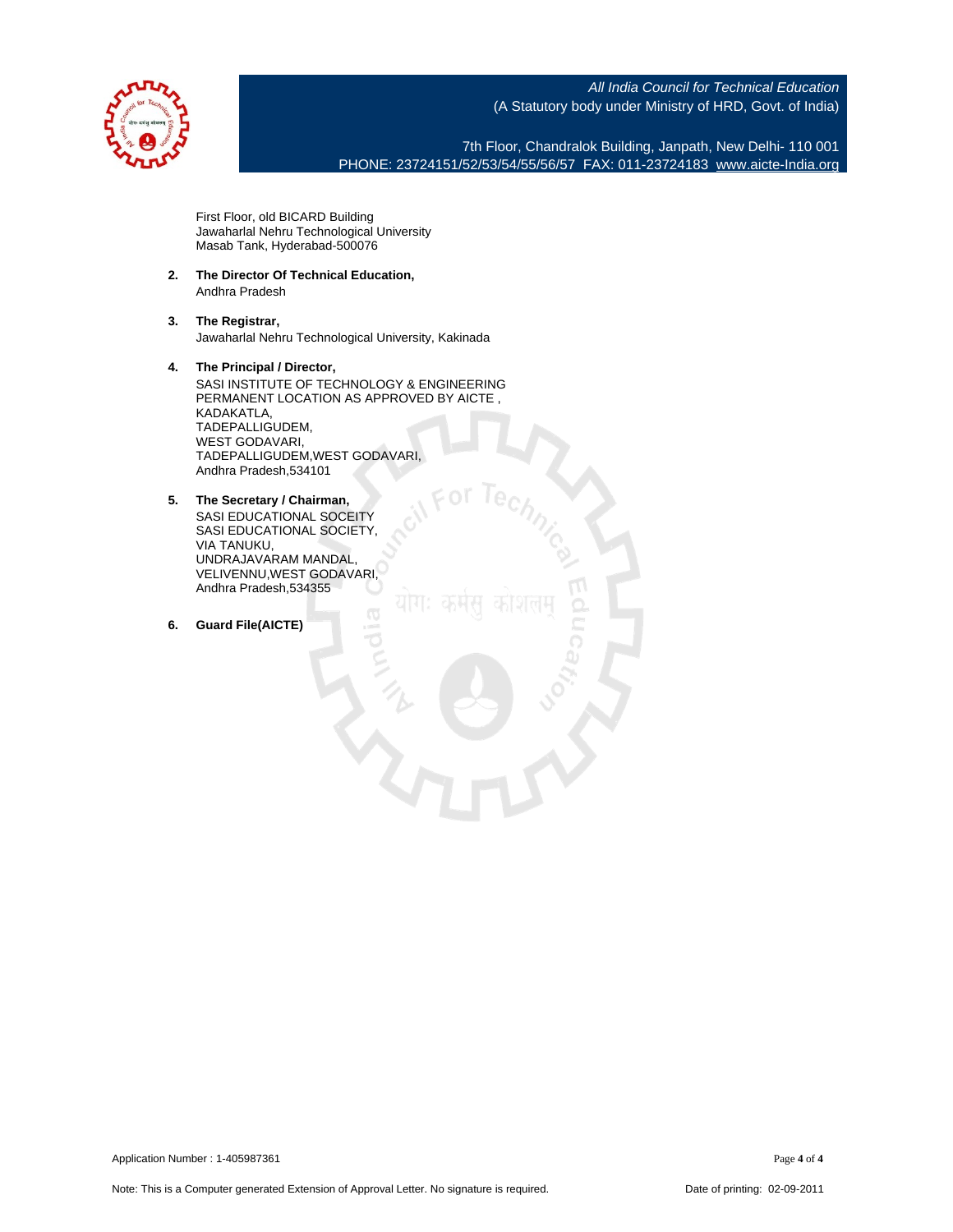First Floor, old BICARD Building
Jawaharlal Nehru Technological University
Masab Tank, Hyderabad-500076

2. **The Director Of Technical Education,**
   Andhra Pradesh

3. **The Registrar,**
   Jawaharlal Nehru Technological University, Kakinada

4. **The Principal / Director,**
   SASI INSTITUTE OF TECHNOLOGY & ENGINEERING
   PERMANENT LOCATION AS APPROVED BY AICTE ,
   KADAKATLA,
   TADEPALLIGUDEM,
   WEST GODAVARI,
   TADEPALLIGUDEM,WEST GODAVARI,
   Andhra Pradesh,534101

5. **The Secretary / Chairman,**
   SASI EDUCATIONAL SOCEITY
   SASI EDUCATIONAL SOCIETY,
   VIA TANUKU,
   UNDRAJAVARAM MANDAL,
   VELIVENNU,WEST GODAVARI,
   Andhra Pradesh,534355

6. **Guard File(AICTE)**

Application Number : 1-405987361

Note: This is a Computer generated Extension of Approval Letter. No signature is required.

Date of printing: 02-09-2011